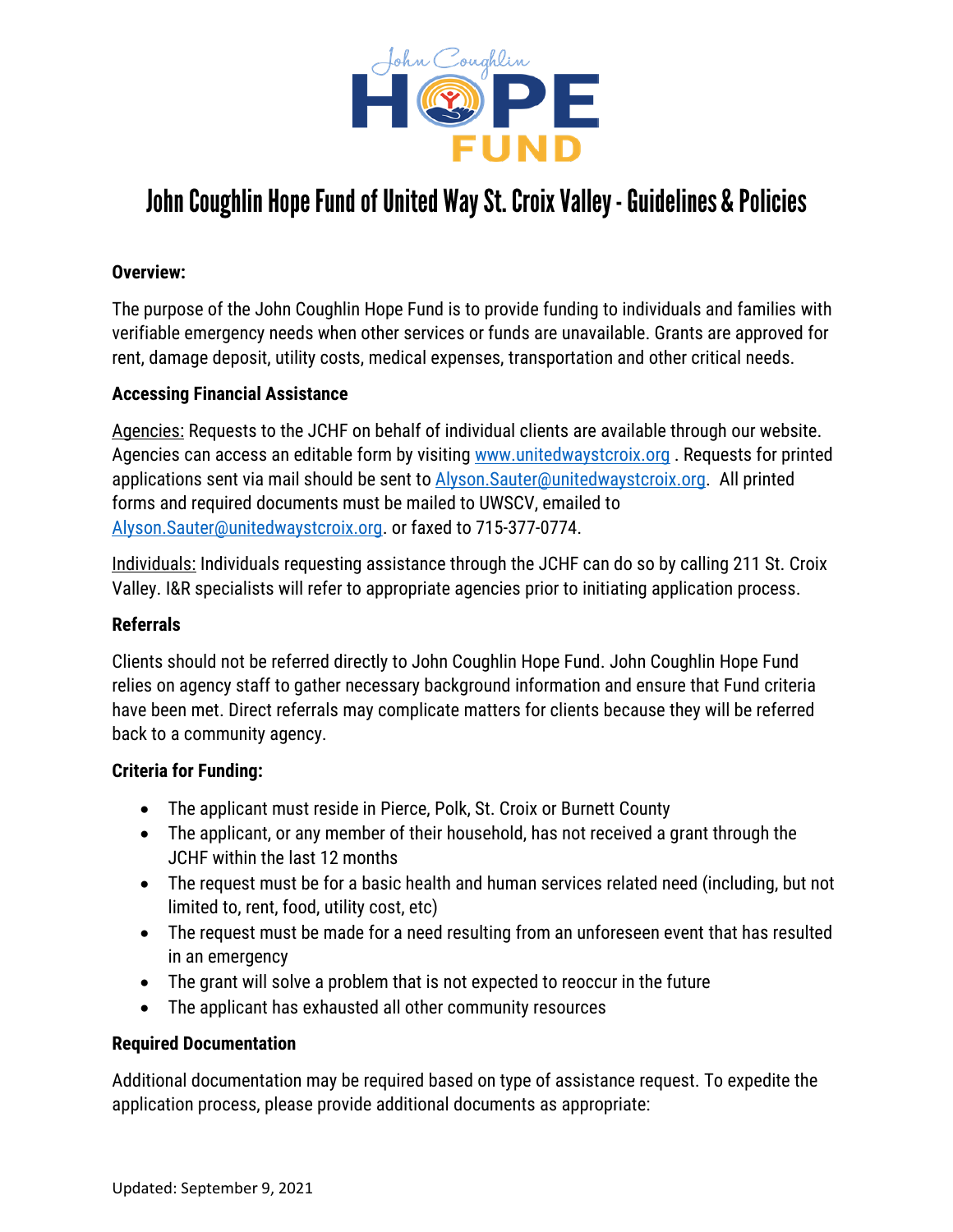# John Coughlin Hope Fund of United Way St. Croix Valley - Guidelines & Policies

**Overview:**

The purpose of the John Coughlin Hope Fund is to provide funding to individuals and families with verifiable emergency needs when other services or funds are unavailable. Grants are approved for rent, damage deposit, utility costs, medical expenses, transportation and other critical needs.

**Accessing Financial Assistance**

Agencies: Requests to the JCHF on behalf of individual clients are available through our website. Agencies can access an editable form by visiting www.unitedwaystcroix.org . Requests for printed applications sent via mail should be sent to Alyson.Sauter@unitedwaystcroix.org. All printed forms and required documents must be mailed to UWSCV, emailed to Alyson.Sauter@unitedwaystcroix.org. or faxed to 715-377-0774.

Individuals: Individuals requesting assistance through the JCHF can do so by calling 211 St. Croix Valley. I&R specialists will refer to appropriate agencies prior to initiating application process.

**Referrals**

Clients should not be referred directly to John Coughlin Hope Fund. John Coughlin Hope Fund relies on agency staff to gather necessary background information and ensure that Fund criteria have been met. Direct referrals may complicate matters for clients because they will be referred back to a community agency.

**Criteria for Funding:**

- The applicant must reside in Pierce, Polk, St. Croix or Burnett County
- The applicant, or any member of their household, has not received a grant through the JCHF within the last 12 months
- The request must be for a basic health and human services related need (including, but not limited to, rent, food, utility cost, etc)
- The request must be made for a need resulting from an unforeseen event that has resulted in an emergency
- The grant will solve a problem that is not expected to reoccur in the future
- The applicant has exhausted all other community resources

**Required Documentation**

Additional documentation may be required based on type of assistance request. To expedite the application process, please provide additional documents as appropriate:

Updated: September 9, 2021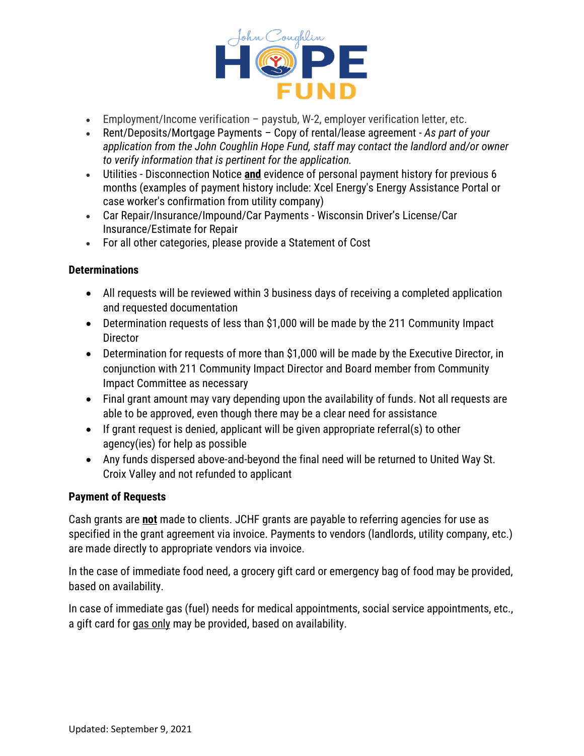- Employment/Income verification – paystub, W-2, employer verification letter, etc.
- Rent/Deposits/Mortgage Payments – Copy of rental/lease agreement - *As part of your application from the John Coughlin Hope Fund, staff may contact the landlord and/or owner to verify information that is pertinent for the application.*
- Utilities - Disconnection Notice **and** evidence of personal payment history for previous 6 months (examples of payment history include: Xcel Energy's Energy Assistance Portal or case worker's confirmation from utility company)
- Car Repair/Insurance/Impound/Car Payments - Wisconsin Driver's License/Car Insurance/Estimate for Repair
- For all other categories, please provide a Statement of Cost

**Determinations**

- All requests will be reviewed within 3 business days of receiving a completed application and requested documentation
- Determination requests of less than $1,000 will be made by the 211 Community Impact Director
- Determination for requests of more than $1,000 will be made by the Executive Director, in conjunction with 211 Community Impact Director and Board member from Community Impact Committee as necessary
- Final grant amount may vary depending upon the availability of funds. Not all requests are able to be approved, even though there may be a clear need for assistance
- If grant request is denied, applicant will be given appropriate referral(s) to other agency(ies) for help as possible
- Any funds dispersed above-and-beyond the final need will be returned to United Way St. Croix Valley and not refunded to applicant

**Payment of Requests**

Cash grants are **not** made to clients. JCHF grants are payable to referring agencies for use as specified in the grant agreement via invoice. Payments to vendors (landlords, utility company, etc.) are made directly to appropriate vendors via invoice.

In the case of immediate food need, a grocery gift card or emergency bag of food may be provided, based on availability.

In case of immediate gas (fuel) needs for medical appointments, social service appointments, etc., a gift card for gas only may be provided, based on availability.

Updated: September 9, 2021